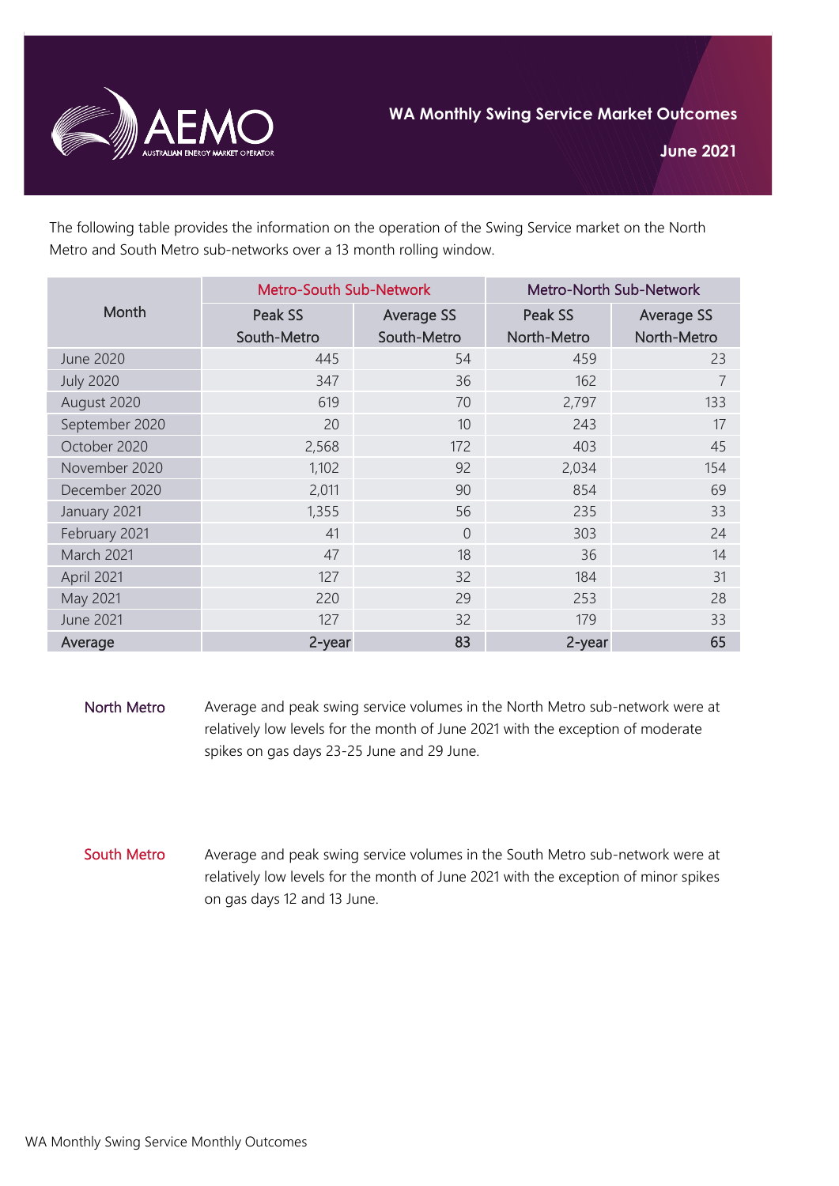# WA Monthly Swing Service Market Outcomes

**June 2021**

The following table provides the information on the operation of the Swing Service market on the North Metro and South Metro sub-networks over a 13 month rolling window.

| Month | Metro-South Sub-Network | | Metro-North Sub-Network | |
|---|---|---|---|---|
| | Peak SS South-Metro | Average SS South-Metro | Peak SS North-Metro | Average SS North-Metro |
| June 2020 | 445 | 54 | 459 | 23 |
| July 2020 | 347 | 36 | 162 | 7 |
| August 2020 | 619 | 70 | 2,797 | 133 |
| September 2020 | 20 | 10 | 243 | 17 |
| October 2020 | 2,568 | 172 | 403 | 45 |
| November 2020 | 1,102 | 92 | 2,034 | 154 |
| December 2020 | 2,011 | 90 | 854 | 69 |
| January 2021 | 1,355 | 56 | 235 | 33 |
| February 2021 | 41 | 0 | 303 | 24 |
| March 2021 | 47 | 18 | 36 | 14 |
| April 2021 | 127 | 32 | 184 | 31 |
| May 2021 | 220 | 29 | 253 | 28 |
| June 2021 | 127 | 32 | 179 | 33 |
| **Average** | **2-year** | **83** | **2-year** | **65** |

**North Metro**

Average and peak swing service volumes in the North Metro sub-network were at relatively low levels for the month of June 2021 with the exception of moderate spikes on gas days 23-25 June and 29 June.

**South Metro**

Average and peak swing service volumes in the South Metro sub-network were at relatively low levels for the month of June 2021 with the exception of minor spikes on gas days 12 and 13 June.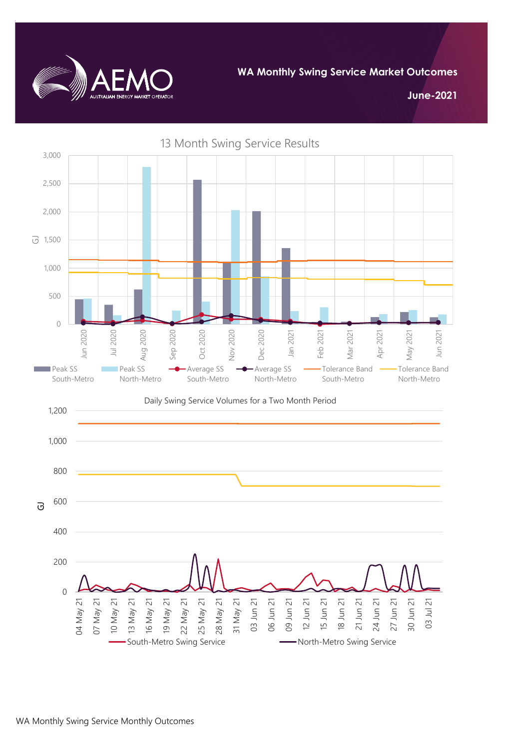# WA Monthly Swing Service Market Outcomes

**June-2021**

## 13 Month Swing Service Results

GJ

Jun 2020, Jul 2020, Aug 2020, Sep 2020, Oct 2020, Nov 2020, Dec 2020, Jan 2021, Feb 2021, Mar 2021, Apr 2021, May 2021, Jun 2021

Peak SS South-Metro | Peak SS North-Metro | Average SS South-Metro | Average SS North-Metro | Tolerance Band South-Metro | Tolerance Band North-Metro

## Daily Swing Service Volumes for a Two Month Period

GJ

04 May 21, 07 May 21, 10 May 21, 13 May 21, 16 May 21, 19 May 21, 22 May 21, 25 May 21, 28 May 21, 31 May 21, 03 Jun 21, 06 Jun 21, 09 Jun 21, 12 Jun 21, 15 Jun 21, 18 Jun 21, 21 Jun 21, 24 Jun 21, 27 Jun 21, 30 Jun 21, 03 Jul 21

South-Metro Swing Service | North-Metro Swing Service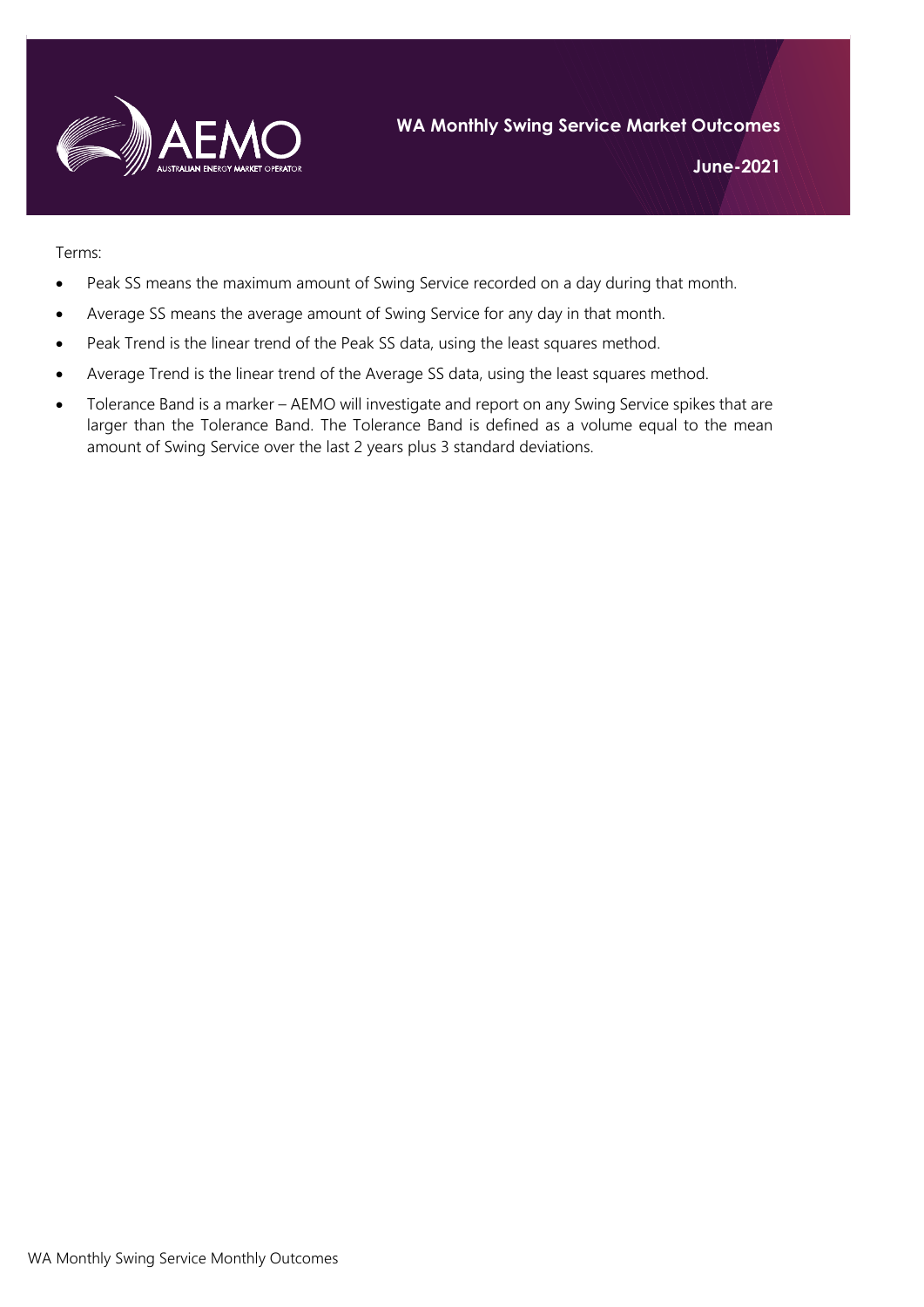Terms:

- Peak SS means the maximum amount of Swing Service recorded on a day during that month.
- Average SS means the average amount of Swing Service for any day in that month.
- Peak Trend is the linear trend of the Peak SS data, using the least squares method.
- Average Trend is the linear trend of the Average SS data, using the least squares method.
- Tolerance Band is a marker – AEMO will investigate and report on any Swing Service spikes that are larger than the Tolerance Band. The Tolerance Band is defined as a volume equal to the mean amount of Swing Service over the last 2 years plus 3 standard deviations.